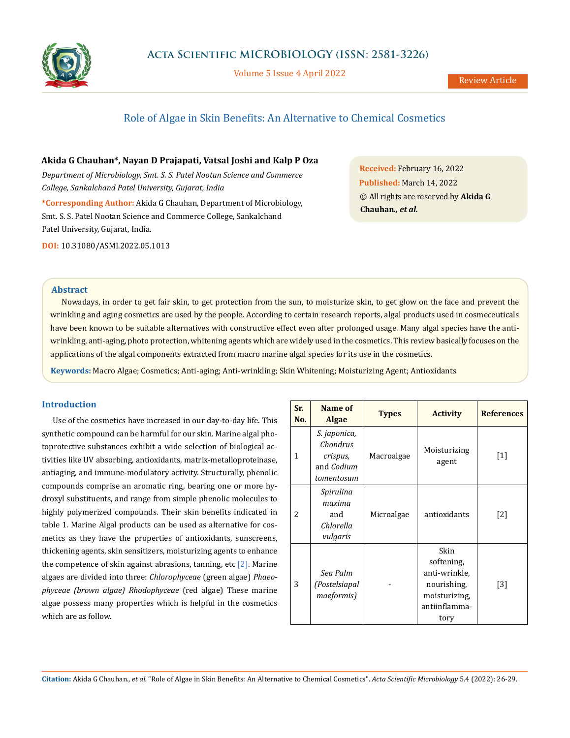Review Article

# Role of Algae in Skin Benefits: An Alternative to Chemical Cosmetics

**Akida G Chauhan\*, Nayan D Prajapati, Vatsal Joshi and Kalp P Oza**

*Department of Microbiology, Smt. S. S. Patel Nootan Science and Commerce College, Sankalchand Patel University, Gujarat, India*

**\*Corresponding Author:** Akida G Chauhan, Department of Microbiology, Smt. S. S. Patel Nootan Science and Commerce College, Sankalchand Patel University, Gujarat, India.

**DOI:** 10.31080/ASMI.2022.05.1013

**Received:** February 16, 2022
**Published:** March 14, 2022
© All rights are reserved by **Akida G Chauhan*., et al.***

## Abstract

Nowadays, in order to get fair skin, to get protection from the sun, to moisturize skin, to get glow on the face and prevent the wrinkling and aging cosmetics are used by the people. According to certain research reports, algal products used in cosmeceuticals have been known to be suitable alternatives with constructive effect even after prolonged usage. Many algal species have the anti-wrinkling, anti-aging, photo protection, whitening agents which are widely used in the cosmetics. This review basically focuses on the applications of the algal components extracted from macro marine algal species for its use in the cosmetics.

**Keywords:** Macro Algae; Cosmetics; Anti-aging; Anti-wrinkling; Skin Whitening; Moisturizing Agent; Antioxidants

## Introduction

Use of the cosmetics have increased in our day-to-day life. This synthetic compound can be harmful for our skin. Marine algal photoprotective substances exhibit a wide selection of biological activities like UV absorbing, antioxidants, matrix-metalloproteinase, antiaging, and immune-modulatory activity. Structurally, phenolic compounds comprise an aromatic ring, bearing one or more hydroxyl substituents, and range from simple phenolic molecules to highly polymerized compounds. Their skin benefits indicated in table 1. Marine Algal products can be used as alternative for cosmetics as they have the properties of antioxidants, sunscreens, thickening agents, skin sensitizers, moisturizing agents to enhance the competence of skin against abrasions, tanning, etc [2]. Marine algaes are divided into three: *Chlorophyceae* (green algae) *Phaeophyceae (brown algae) Rhodophyceae* (red algae) These marine algae possess many properties which is helpful in the cosmetics which are as follow.

| Sr. No. | Name of Algae | Types | Activity | References |
|---|---|---|---|---|
| 1 | *S. japonica, Chondrus crispus,* and *Codium tomentosum* | Macroalgae | Moisturizing agent | [1] |
| 2 | *Spirulina maxima* and *Chlorella vulgaris* | Microalgae | antioxidants | [2] |
| 3 | *Sea Palm (Postelsiapal maeformis)* | - | Skin softening, anti-wrinkle, nourishing, moisturizing, antiinflammatory | [3] |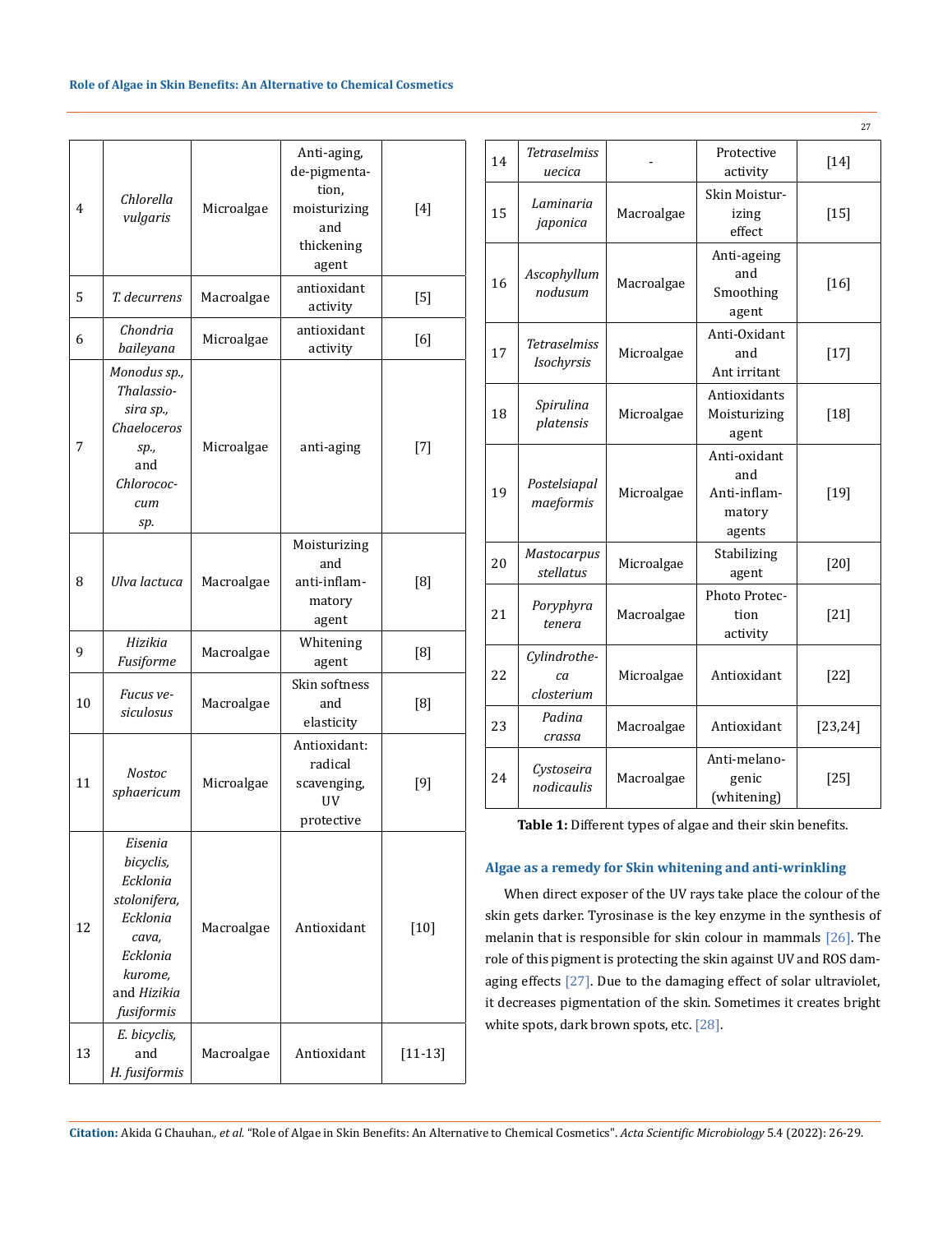| | | | | |
|---|---|---|---|---|
| 4 | *Chlorella vulgaris* | Microalgae | Anti-aging, de-pigmentation, moisturizing and thickening agent | [4] |
| 5 | *T. decurrens* | Macroalgae | antioxidant activity | [5] |
| 6 | *Chondria baileyana* | Microalgae | antioxidant activity | [6] |
| 7 | *Monodus sp., Thalassiosira sp., Chaeloceros sp.,* and *Chlorococcum sp.* | Microalgae | anti-aging | [7] |
| 8 | *Ulva lactuca* | Macroalgae | Moisturizing and anti-inflammatory agent | [8] |
| 9 | *Hizikia Fusiforme* | Macroalgae | Whitening agent | [8] |
| 10 | *Fucus vesiculosus* | Macroalgae | Skin softness and elasticity | [8] |
| 11 | *Nostoc sphaericum* | Microalgae | Antioxidant: radical scavenging, UV protective | [9] |
| 12 | *Eisenia bicyclis, Ecklonia stolonifera, Ecklonia cava, Ecklonia kurome,* and *Hizikia fusiformis* | Macroalgae | Antioxidant | [10] |
| 13 | *E. bicyclis,* and *H. fusiformis* | Macroalgae | Antioxidant | [11-13] |
| 14 | *Tetraselmiss uecica* | - | Protective activity | [14] |
| 15 | *Laminaria japonica* | Macroalgae | Skin Moisturizing effect | [15] |
| 16 | *Ascophyllum nodusum* | Macroalgae | Anti-ageing and Smoothing agent | [16] |
| 17 | *Tetraselmiss Isochyrsis* | Microalgae | Anti-Oxidant and Ant irritant | [17] |
| 18 | *Spirulina platensis* | Microalgae | Antioxidants Moisturizing agent | [18] |
| 19 | *Postelsiapal maeformis* | Microalgae | Anti-oxidant and Anti-inflammatory agents | [19] |
| 20 | *Mastocarpus stellatus* | Microalgae | Stabilizing agent | [20] |
| 21 | *Poryphyra tenera* | Macroalgae | Photo Protection activity | [21] |
| 22 | *Cylindrotheca closterium* | Microalgae | Antioxidant | [22] |
| 23 | *Padina crassa* | Macroalgae | Antioxidant | [23,24] |
| 24 | *Cystoseira nodicaulis* | Macroalgae | Anti-melanogenic (whitening) | [25] |

**Table 1:** Different types of algae and their skin benefits.

### Algae as a remedy for Skin whitening and anti-wrinkling

When direct exposer of the UV rays take place the colour of the skin gets darker. Tyrosinase is the key enzyme in the synthesis of melanin that is responsible for skin colour in mammals [26]. The role of this pigment is protecting the skin against UV and ROS damaging effects [27]. Due to the damaging effect of solar ultraviolet, it decreases pigmentation of the skin. Sometimes it creates bright white spots, dark brown spots, etc. [28].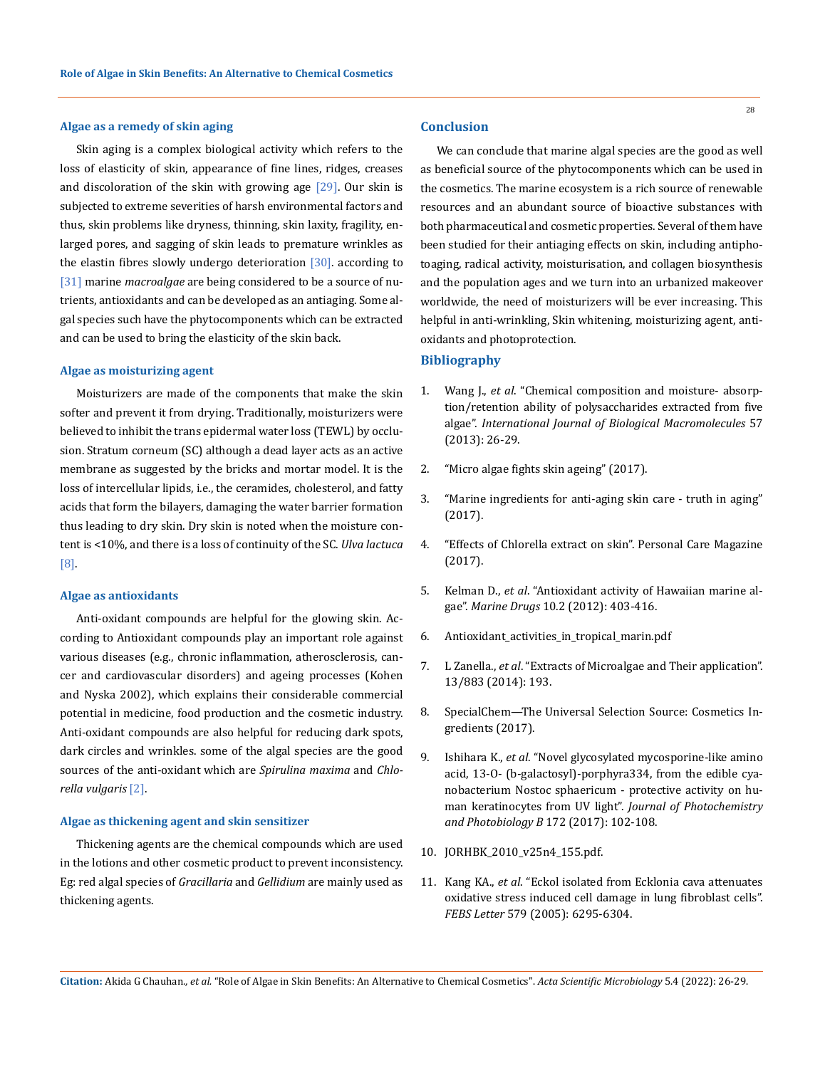### Algae as a remedy of skin aging

Skin aging is a complex biological activity which refers to the loss of elasticity of skin, appearance of fine lines, ridges, creases and discoloration of the skin with growing age [29]. Our skin is subjected to extreme severities of harsh environmental factors and thus, skin problems like dryness, thinning, skin laxity, fragility, enlarged pores, and sagging of skin leads to premature wrinkles as the elastin fibres slowly undergo deterioration [30]. according to [31] marine *macroalgae* are being considered to be a source of nutrients, antioxidants and can be developed as an antiaging. Some algal species such have the phytocomponents which can be extracted and can be used to bring the elasticity of the skin back.

### Algae as moisturizing agent

Moisturizers are made of the components that make the skin softer and prevent it from drying. Traditionally, moisturizers were believed to inhibit the trans epidermal water loss (TEWL) by occlusion. Stratum corneum (SC) although a dead layer acts as an active membrane as suggested by the bricks and mortar model. It is the loss of intercellular lipids, i.e., the ceramides, cholesterol, and fatty acids that form the bilayers, damaging the water barrier formation thus leading to dry skin. Dry skin is noted when the moisture content is <10%, and there is a loss of continuity of the SC. *Ulva lactuca* [8].

### Algae as antioxidants

Anti-oxidant compounds are helpful for the glowing skin. According to Antioxidant compounds play an important role against various diseases (e.g., chronic inflammation, atherosclerosis, cancer and cardiovascular disorders) and ageing processes (Kohen and Nyska 2002), which explains their considerable commercial potential in medicine, food production and the cosmetic industry. Anti-oxidant compounds are also helpful for reducing dark spots, dark circles and wrinkles. some of the algal species are the good sources of the anti-oxidant which are *Spirulina maxima* and *Chlorella vulgaris* [2].

### Algae as thickening agent and skin sensitizer

Thickening agents are the chemical compounds which are used in the lotions and other cosmetic product to prevent inconsistency. Eg: red algal species of *Gracillaria* and *Gellidium* are mainly used as thickening agents.

## Conclusion

We can conclude that marine algal species are the good as well as beneficial source of the phytocomponents which can be used in the cosmetics. The marine ecosystem is a rich source of renewable resources and an abundant source of bioactive substances with both pharmaceutical and cosmetic properties. Several of them have been studied for their antiaging effects on skin, including antiphotoaging, radical activity, moisturisation, and collagen biosynthesis and the population ages and we turn into an urbanized makeover worldwide, the need of moisturizers will be ever increasing. This helpful in anti-wrinkling, Skin whitening, moisturizing agent, antioxidants and photoprotection.

## Bibliography

1. Wang J., *et al*. "Chemical composition and moisture- absorption/retention ability of polysaccharides extracted from five algae". *International Journal of Biological Macromolecules* 57 (2013): 26-29.
2. "Micro algae fights skin ageing" (2017).
3. "Marine ingredients for anti-aging skin care - truth in aging" (2017).
4. "Effects of Chlorella extract on skin". Personal Care Magazine (2017).
5. Kelman D., *et al*. "Antioxidant activity of Hawaiian marine algae". *Marine Drugs* 10.2 (2012): 403-416.
6. Antioxidant_activities_in_tropical_marin.pdf
7. L Zanella., *et al*. "Extracts of Microalgae and Their application". 13/883 (2014): 193.
8. SpecialChem—The Universal Selection Source: Cosmetics Ingredients (2017).
9. Ishihara K., *et al*. "Novel glycosylated mycosporine-like amino acid, 13-O- (b-galactosyl)-porphyra334, from the edible cyanobacterium Nostoc sphaericum - protective activity on human keratinocytes from UV light". *Journal of Photochemistry and Photobiology B* 172 (2017): 102-108.
10. JORHBK_2010_v25n4_155.pdf.
11. Kang KA., *et al*. "Eckol isolated from Ecklonia cava attenuates oxidative stress induced cell damage in lung fibroblast cells". *FEBS Letter* 579 (2005): 6295-6304.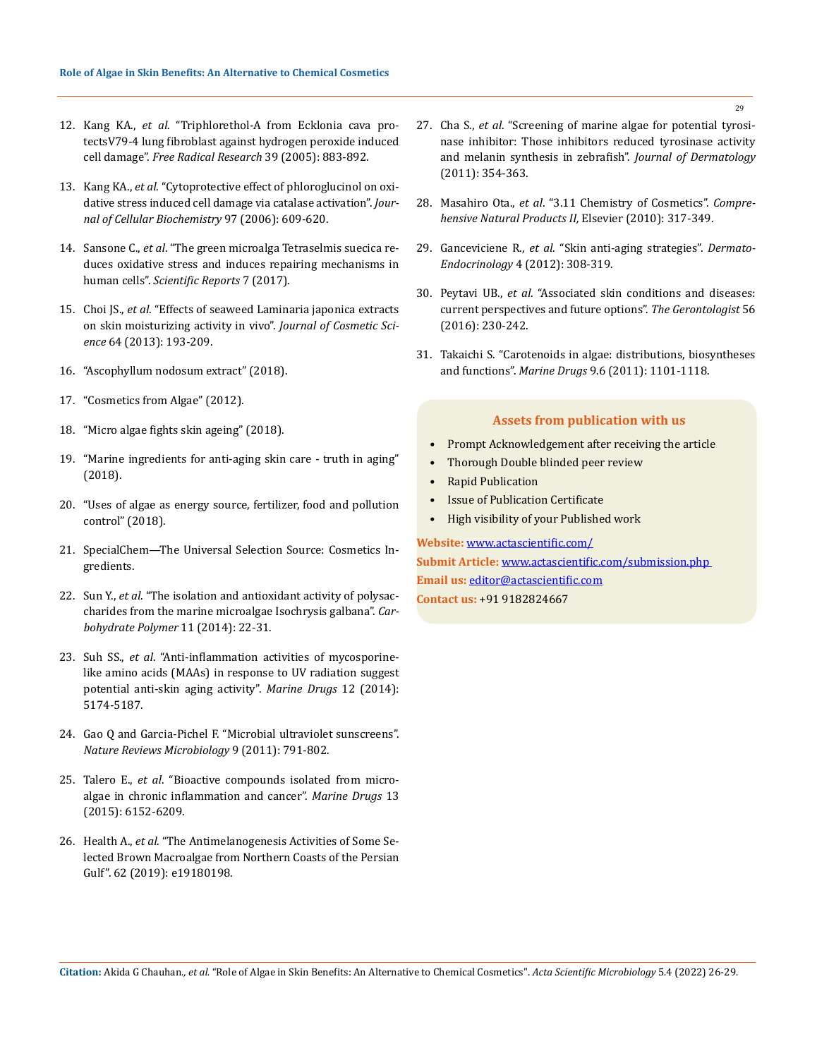12. Kang KA., *et al*. "Triphlorethol-A from Ecklonia cava protectsV79-4 lung fibroblast against hydrogen peroxide induced cell damage". *Free Radical Research* 39 (2005): 883-892.

13. Kang KA., *et al.* "Cytoprotective effect of phloroglucinol on oxidative stress induced cell damage via catalase activation". *Journal of Cellular Biochemistry* 97 (2006): 609-620.

14. Sansone C., *et al*. "The green microalga Tetraselmis suecica reduces oxidative stress and induces repairing mechanisms in human cells". *Scientific Reports* 7 (2017).

15. Choi JS., *et al*. "Effects of seaweed Laminaria japonica extracts on skin moisturizing activity in vivo". *Journal of Cosmetic Science* 64 (2013): 193-209.

16. "Ascophyllum nodosum extract" (2018).

17. "Cosmetics from Algae" (2012).

18. "Micro algae fights skin ageing" (2018).

19. "Marine ingredients for anti-aging skin care - truth in aging" (2018).

20. "Uses of algae as energy source, fertilizer, food and pollution control" (2018).

21. SpecialChem—The Universal Selection Source: Cosmetics Ingredients.

22. Sun Y., *et al*. "The isolation and antioxidant activity of polysaccharides from the marine microalgae Isochrysis galbana". *Carbohydrate Polymer* 11 (2014): 22-31.

23. Suh SS., *et al*. "Anti-inflammation activities of mycosporine-like amino acids (MAAs) in response to UV radiation suggest potential anti-skin aging activity". *Marine Drugs* 12 (2014): 5174-5187.

24. Gao Q and Garcia-Pichel F. "Microbial ultraviolet sunscreens". *Nature Reviews Microbiology* 9 (2011): 791-802.

25. Talero E., *et al*. "Bioactive compounds isolated from microalgae in chronic inflammation and cancer". *Marine Drugs* 13 (2015): 6152-6209.

26. Health A., *et al*. "The Antimelanogenesis Activities of Some Selected Brown Macroalgae from Northern Coasts of the Persian Gulf". 62 (2019): e19180198.

27. Cha S., *et al*. "Screening of marine algae for potential tyrosinase inhibitor: Those inhibitors reduced tyrosinase activity and melanin synthesis in zebrafish". *Journal of Dermatology* (2011): 354-363.

28. Masahiro Ota., *et al*. "3.11 Chemistry of Cosmetics". *Comprehensive Natural Products II,* Elsevier (2010): 317-349.

29. Ganceviciene R., *et al*. "Skin anti-aging strategies". *Dermato-Endocrinology* 4 (2012): 308-319.

30. Peytavi UB., *et al*. "Associated skin conditions and diseases: current perspectives and future options". *The Gerontologist* 56 (2016): 230-242.

31. Takaichi S. "Carotenoids in algae: distributions, biosyntheses and functions". *Marine Drugs* 9.6 (2011): 1101-1118.

**Assets from publication with us**

- Prompt Acknowledgement after receiving the article
- Thorough Double blinded peer review
- Rapid Publication
- Issue of Publication Certificate
- High visibility of your Published work

**Website:** www.actascientific.com/
**Submit Article:** www.actascientific.com/submission.php
**Email us:** editor@actascientific.com
**Contact us:** +91 9182824667